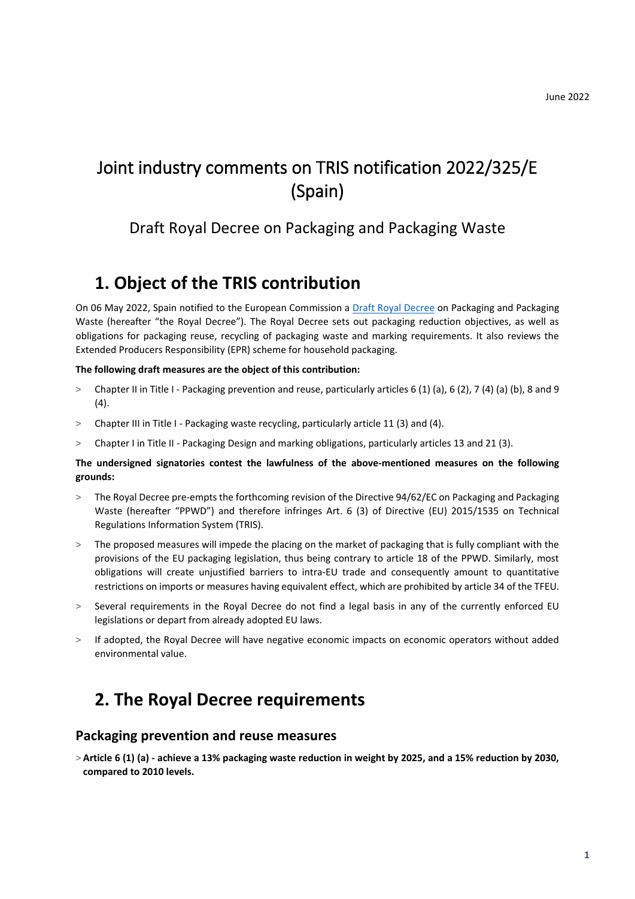June 2022

# Joint industry comments on TRIS notification 2022/325/E (Spain)

## Draft Royal Decree on Packaging and Packaging Waste

## 1. Object of the TRIS contribution

On 06 May 2022, Spain notified to the European Commission a Draft Royal Decree on Packaging and Packaging Waste (hereafter "the Royal Decree"). The Royal Decree sets out packaging reduction objectives, as well as obligations for packaging reuse, recycling of packaging waste and marking requirements. It also reviews the Extended Producers Responsibility (EPR) scheme for household packaging.

**The following draft measures are the object of this contribution:**

- Chapter II in Title I - Packaging prevention and reuse, particularly articles 6 (1) (a), 6 (2), 7 (4) (a) (b), 8 and 9 (4).
- Chapter III in Title I - Packaging waste recycling, particularly article 11 (3) and (4).
- Chapter I in Title II - Packaging Design and marking obligations, particularly articles 13 and 21 (3).

**The undersigned signatories contest the lawfulness of the above-mentioned measures on the following grounds:**

- The Royal Decree pre-empts the forthcoming revision of the Directive 94/62/EC on Packaging and Packaging Waste (hereafter "PPWD") and therefore infringes Art. 6 (3) of Directive (EU) 2015/1535 on Technical Regulations Information System (TRIS).
- The proposed measures will impede the placing on the market of packaging that is fully compliant with the provisions of the EU packaging legislation, thus being contrary to article 18 of the PPWD. Similarly, most obligations will create unjustified barriers to intra-EU trade and consequently amount to quantitative restrictions on imports or measures having equivalent effect, which are prohibited by article 34 of the TFEU.
- Several requirements in the Royal Decree do not find a legal basis in any of the currently enforced EU legislations or depart from already adopted EU laws.
- If adopted, the Royal Decree will have negative economic impacts on economic operators without added environmental value.

## 2. The Royal Decree requirements

### Packaging prevention and reuse measures

- **Article 6 (1) (a) - achieve a 13% packaging waste reduction in weight by 2025, and a 15% reduction by 2030, compared to 2010 levels.**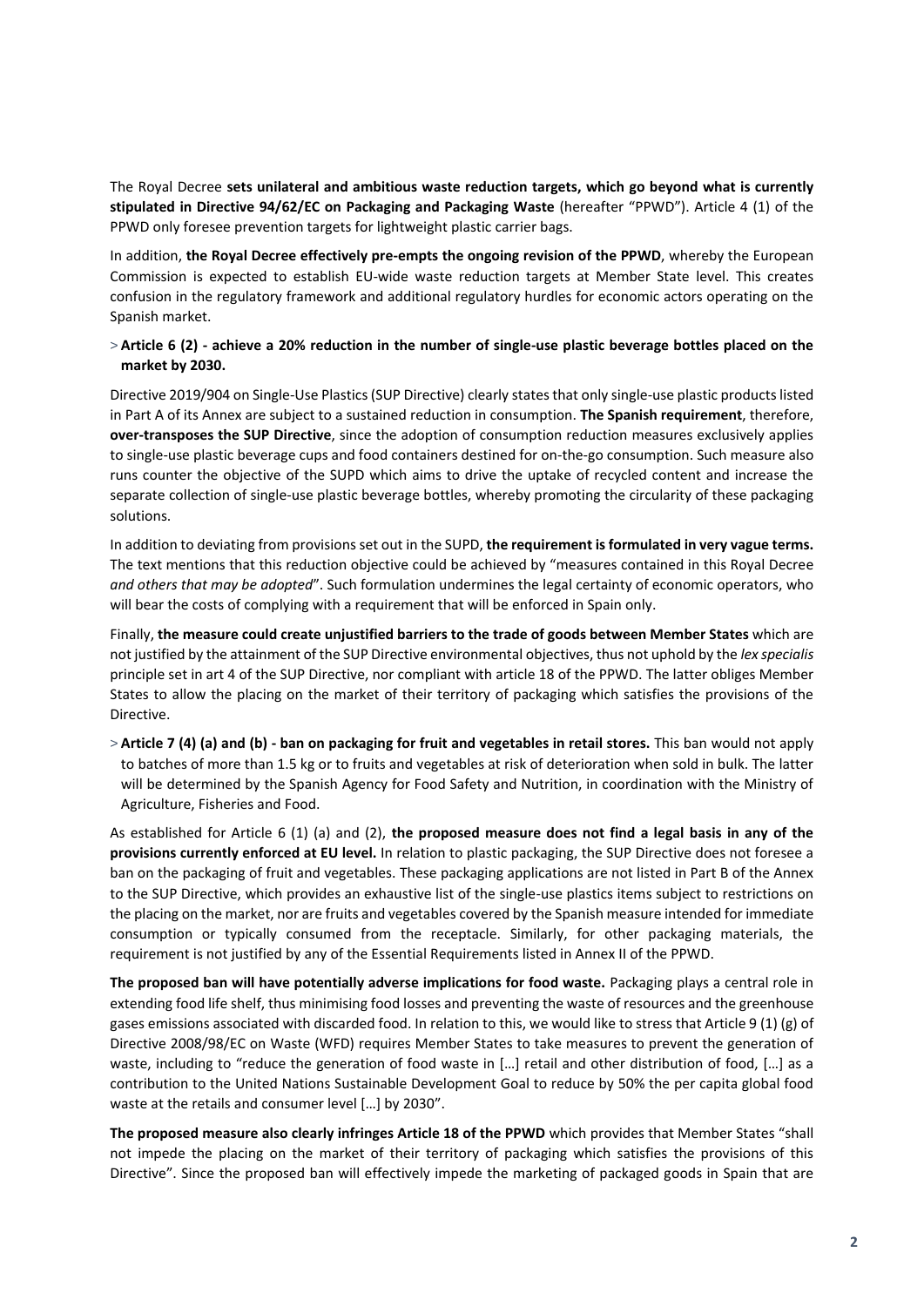The Royal Decree **sets unilateral and ambitious waste reduction targets, which go beyond what is currently stipulated in Directive 94/62/EC on Packaging and Packaging Waste** (hereafter "PPWD"). Article 4 (1) of the PPWD only foresee prevention targets for lightweight plastic carrier bags.

In addition, **the Royal Decree effectively pre-empts the ongoing revision of the PPWD**, whereby the European Commission is expected to establish EU-wide waste reduction targets at Member State level. This creates confusion in the regulatory framework and additional regulatory hurdles for economic actors operating on the Spanish market.

> **Article 6 (2) - achieve a 20% reduction in the number of single-use plastic beverage bottles placed on the market by 2030.**

Directive 2019/904 on Single-Use Plastics (SUP Directive) clearly states that only single-use plastic products listed in Part A of its Annex are subject to a sustained reduction in consumption. **The Spanish requirement**, therefore, **over-transposes the SUP Directive**, since the adoption of consumption reduction measures exclusively applies to single-use plastic beverage cups and food containers destined for on-the-go consumption. Such measure also runs counter the objective of the SUPD which aims to drive the uptake of recycled content and increase the separate collection of single-use plastic beverage bottles, whereby promoting the circularity of these packaging solutions.

In addition to deviating from provisions set out in the SUPD, **the requirement is formulated in very vague terms.** The text mentions that this reduction objective could be achieved by "measures contained in this Royal Decree *and others that may be adopted*". Such formulation undermines the legal certainty of economic operators, who will bear the costs of complying with a requirement that will be enforced in Spain only.

Finally, **the measure could create unjustified barriers to the trade of goods between Member States** which are not justified by the attainment of the SUP Directive environmental objectives, thus not uphold by the *lex specialis* principle set in art 4 of the SUP Directive, nor compliant with article 18 of the PPWD. The latter obliges Member States to allow the placing on the market of their territory of packaging which satisfies the provisions of the Directive.

> **Article 7 (4) (a) and (b) - ban on packaging for fruit and vegetables in retail stores.** This ban would not apply to batches of more than 1.5 kg or to fruits and vegetables at risk of deterioration when sold in bulk. The latter will be determined by the Spanish Agency for Food Safety and Nutrition, in coordination with the Ministry of Agriculture, Fisheries and Food.

As established for Article 6 (1) (a) and (2), **the proposed measure does not find a legal basis in any of the provisions currently enforced at EU level.** In relation to plastic packaging, the SUP Directive does not foresee a ban on the packaging of fruit and vegetables. These packaging applications are not listed in Part B of the Annex to the SUP Directive, which provides an exhaustive list of the single-use plastics items subject to restrictions on the placing on the market, nor are fruits and vegetables covered by the Spanish measure intended for immediate consumption or typically consumed from the receptacle. Similarly, for other packaging materials, the requirement is not justified by any of the Essential Requirements listed in Annex II of the PPWD.

**The proposed ban will have potentially adverse implications for food waste.** Packaging plays a central role in extending food life shelf, thus minimising food losses and preventing the waste of resources and the greenhouse gases emissions associated with discarded food. In relation to this, we would like to stress that Article 9 (1) (g) of Directive 2008/98/EC on Waste (WFD) requires Member States to take measures to prevent the generation of waste, including to "reduce the generation of food waste in […] retail and other distribution of food, […] as a contribution to the United Nations Sustainable Development Goal to reduce by 50% the per capita global food waste at the retails and consumer level […] by 2030".

**The proposed measure also clearly infringes Article 18 of the PPWD** which provides that Member States "shall not impede the placing on the market of their territory of packaging which satisfies the provisions of this Directive". Since the proposed ban will effectively impede the marketing of packaged goods in Spain that are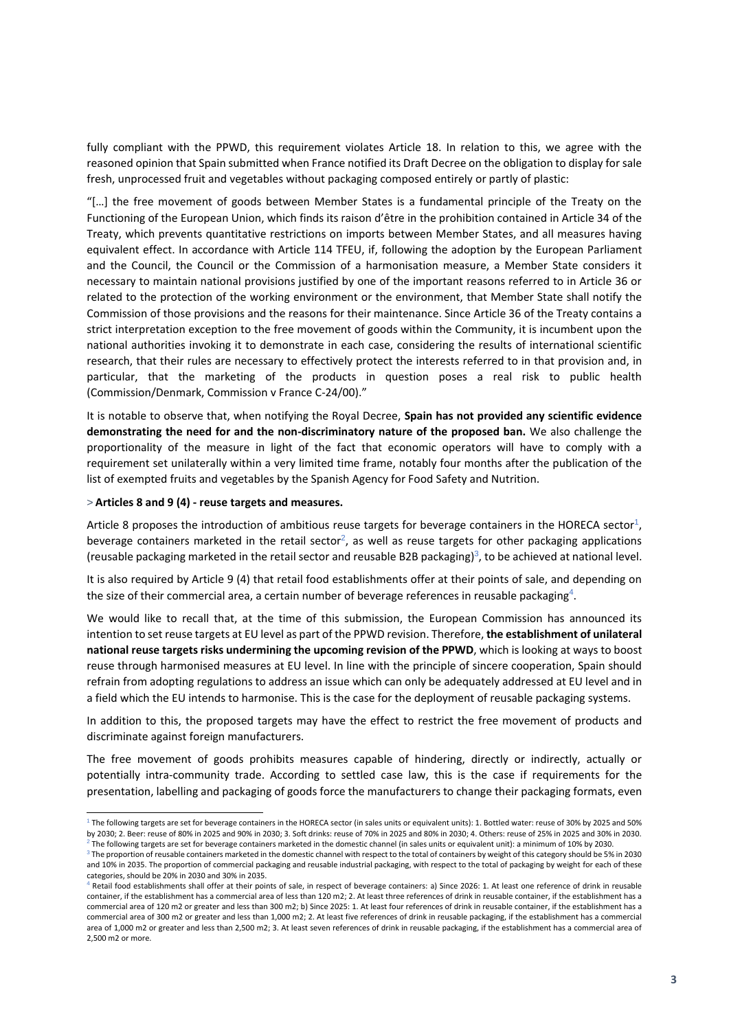fully compliant with the PPWD, this requirement violates Article 18. In relation to this, we agree with the reasoned opinion that Spain submitted when France notified its Draft Decree on the obligation to display for sale fresh, unprocessed fruit and vegetables without packaging composed entirely or partly of plastic:

"[…] the free movement of goods between Member States is a fundamental principle of the Treaty on the Functioning of the European Union, which finds its raison d'être in the prohibition contained in Article 34 of the Treaty, which prevents quantitative restrictions on imports between Member States, and all measures having equivalent effect. In accordance with Article 114 TFEU, if, following the adoption by the European Parliament and the Council, the Council or the Commission of a harmonisation measure, a Member State considers it necessary to maintain national provisions justified by one of the important reasons referred to in Article 36 or related to the protection of the working environment or the environment, that Member State shall notify the Commission of those provisions and the reasons for their maintenance. Since Article 36 of the Treaty contains a strict interpretation exception to the free movement of goods within the Community, it is incumbent upon the national authorities invoking it to demonstrate in each case, considering the results of international scientific research, that their rules are necessary to effectively protect the interests referred to in that provision and, in particular, that the marketing of the products in question poses a real risk to public health (Commission/Denmark, Commission v France C-24/00)."

It is notable to observe that, when notifying the Royal Decree, **Spain has not provided any scientific evidence demonstrating the need for and the non-discriminatory nature of the proposed ban.** We also challenge the proportionality of the measure in light of the fact that economic operators will have to comply with a requirement set unilaterally within a very limited time frame, notably four months after the publication of the list of exempted fruits and vegetables by the Spanish Agency for Food Safety and Nutrition.

> **Articles 8 and 9 (4) - reuse targets and measures.**

Article 8 proposes the introduction of ambitious reuse targets for beverage containers in the HORECA sector[1], beverage containers marketed in the retail sector[2], as well as reuse targets for other packaging applications (reusable packaging marketed in the retail sector and reusable B2B packaging)[3], to be achieved at national level.

It is also required by Article 9 (4) that retail food establishments offer at their points of sale, and depending on the size of their commercial area, a certain number of beverage references in reusable packaging[4].

We would like to recall that, at the time of this submission, the European Commission has announced its intention to set reuse targets at EU level as part of the PPWD revision. Therefore, **the establishment of unilateral national reuse targets risks undermining the upcoming revision of the PPWD**, which is looking at ways to boost reuse through harmonised measures at EU level. In line with the principle of sincere cooperation, Spain should refrain from adopting regulations to address an issue which can only be adequately addressed at EU level and in a field which the EU intends to harmonise. This is the case for the deployment of reusable packaging systems.

In addition to this, the proposed targets may have the effect to restrict the free movement of products and discriminate against foreign manufacturers.

The free movement of goods prohibits measures capable of hindering, directly or indirectly, actually or potentially intra-community trade. According to settled case law, this is the case if requirements for the presentation, labelling and packaging of goods force the manufacturers to change their packaging formats, even

---

[1] The following targets are set for beverage containers in the HORECA sector (in sales units or equivalent units): 1. Bottled water: reuse of 30% by 2025 and 50% by 2030; 2. Beer: reuse of 80% in 2025 and 90% in 2030; 3. Soft drinks: reuse of 70% in 2025 and 80% in 2030; 4. Others: reuse of 25% in 2025 and 30% in 2030.

[2] The following targets are set for beverage containers marketed in the domestic channel (in sales units or equivalent unit): a minimum of 10% by 2030.

[3] The proportion of reusable containers marketed in the domestic channel with respect to the total of containers by weight of this category should be 5% in 2030 and 10% in 2035. The proportion of commercial packaging and reusable industrial packaging, with respect to the total of packaging by weight for each of these categories, should be 20% in 2030 and 30% in 2035.

[4] Retail food establishments shall offer at their points of sale, in respect of beverage containers: a) Since 2026: 1. At least one reference of drink in reusable container, if the establishment has a commercial area of less than 120 m2; 2. At least three references of drink in reusable container, if the establishment has a commercial area of 120 m2 or greater and less than 300 m2; b) Since 2025: 1. At least four references of drink in reusable container, if the establishment has a commercial area of 300 m2 or greater and less than 1,000 m2; 2. At least five references of drink in reusable packaging, if the establishment has a commercial area of 1,000 m2 or greater and less than 2,500 m2; 3. At least seven references of drink in reusable packaging, if the establishment has a commercial area of 2,500 m2 or more.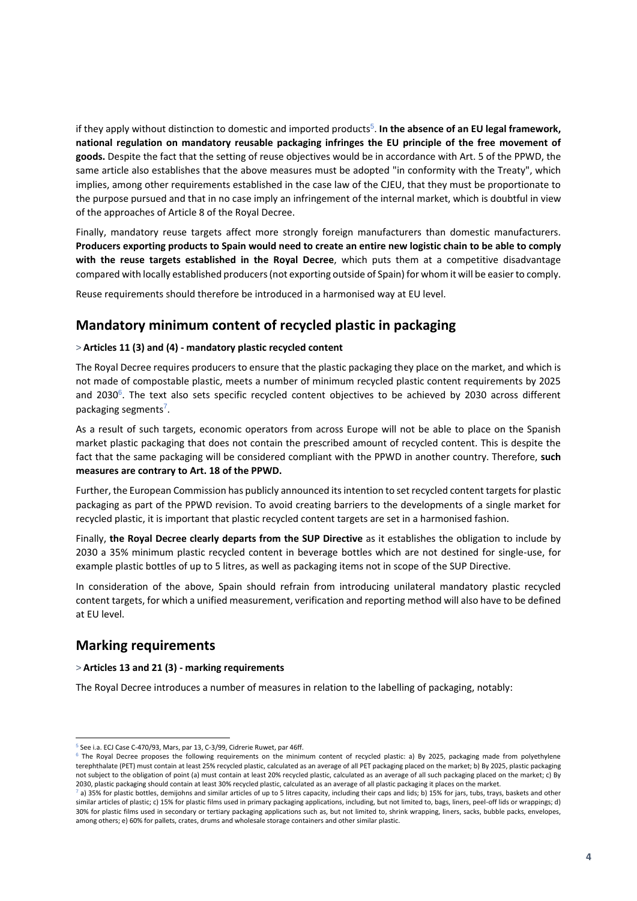if they apply without distinction to domestic and imported products[5]. **In the absence of an EU legal framework, national regulation on mandatory reusable packaging infringes the EU principle of the free movement of goods.** Despite the fact that the setting of reuse objectives would be in accordance with Art. 5 of the PPWD, the same article also establishes that the above measures must be adopted "in conformity with the Treaty", which implies, among other requirements established in the case law of the CJEU, that they must be proportionate to the purpose pursued and that in no case imply an infringement of the internal market, which is doubtful in view of the approaches of Article 8 of the Royal Decree.

Finally, mandatory reuse targets affect more strongly foreign manufacturers than domestic manufacturers. **Producers exporting products to Spain would need to create an entire new logistic chain to be able to comply with the reuse targets established in the Royal Decree**, which puts them at a competitive disadvantage compared with locally established producers (not exporting outside of Spain) for whom it will be easier to comply.

Reuse requirements should therefore be introduced in a harmonised way at EU level.

## Mandatory minimum content of recycled plastic in packaging

> **Articles 11 (3) and (4) - mandatory plastic recycled content**

The Royal Decree requires producers to ensure that the plastic packaging they place on the market, and which is not made of compostable plastic, meets a number of minimum recycled plastic content requirements by 2025 and 2030[6]. The text also sets specific recycled content objectives to be achieved by 2030 across different packaging segments[7].

As a result of such targets, economic operators from across Europe will not be able to place on the Spanish market plastic packaging that does not contain the prescribed amount of recycled content. This is despite the fact that the same packaging will be considered compliant with the PPWD in another country. Therefore, **such measures are contrary to Art. 18 of the PPWD.**

Further, the European Commission has publicly announced its intention to set recycled content targets for plastic packaging as part of the PPWD revision. To avoid creating barriers to the developments of a single market for recycled plastic, it is important that plastic recycled content targets are set in a harmonised fashion.

Finally, **the Royal Decree clearly departs from the SUP Directive** as it establishes the obligation to include by 2030 a 35% minimum plastic recycled content in beverage bottles which are not destined for single-use, for example plastic bottles of up to 5 litres, as well as packaging items not in scope of the SUP Directive.

In consideration of the above, Spain should refrain from introducing unilateral mandatory plastic recycled content targets, for which a unified measurement, verification and reporting method will also have to be defined at EU level.

## Marking requirements

> **Articles 13 and 21 (3) - marking requirements**

The Royal Decree introduces a number of measures in relation to the labelling of packaging, notably:

---

[5] See i.a. ECJ Case C-470/93, Mars, par 13, C-3/99, Cidrerie Ruwet, par 46ff.

[6] The Royal Decree proposes the following requirements on the minimum content of recycled plastic: a) By 2025, packaging made from polyethylene terephthalate (PET) must contain at least 25% recycled plastic, calculated as an average of all PET packaging placed on the market; b) By 2025, plastic packaging not subject to the obligation of point (a) must contain at least 20% recycled plastic, calculated as an average of all such packaging placed on the market; c) By 2030, plastic packaging should contain at least 30% recycled plastic, calculated as an average of all plastic packaging it places on the market.

[7] a) 35% for plastic bottles, demijohns and similar articles of up to 5 litres capacity, including their caps and lids; b) 15% for jars, tubs, trays, baskets and other similar articles of plastic; c) 15% for plastic films used in primary packaging applications, including, but not limited to, bags, liners, peel-off lids or wrappings; d) 30% for plastic films used in secondary or tertiary packaging applications such as, but not limited to, shrink wrapping, liners, sacks, bubble packs, envelopes, among others; e) 60% for pallets, crates, drums and wholesale storage containers and other similar plastic.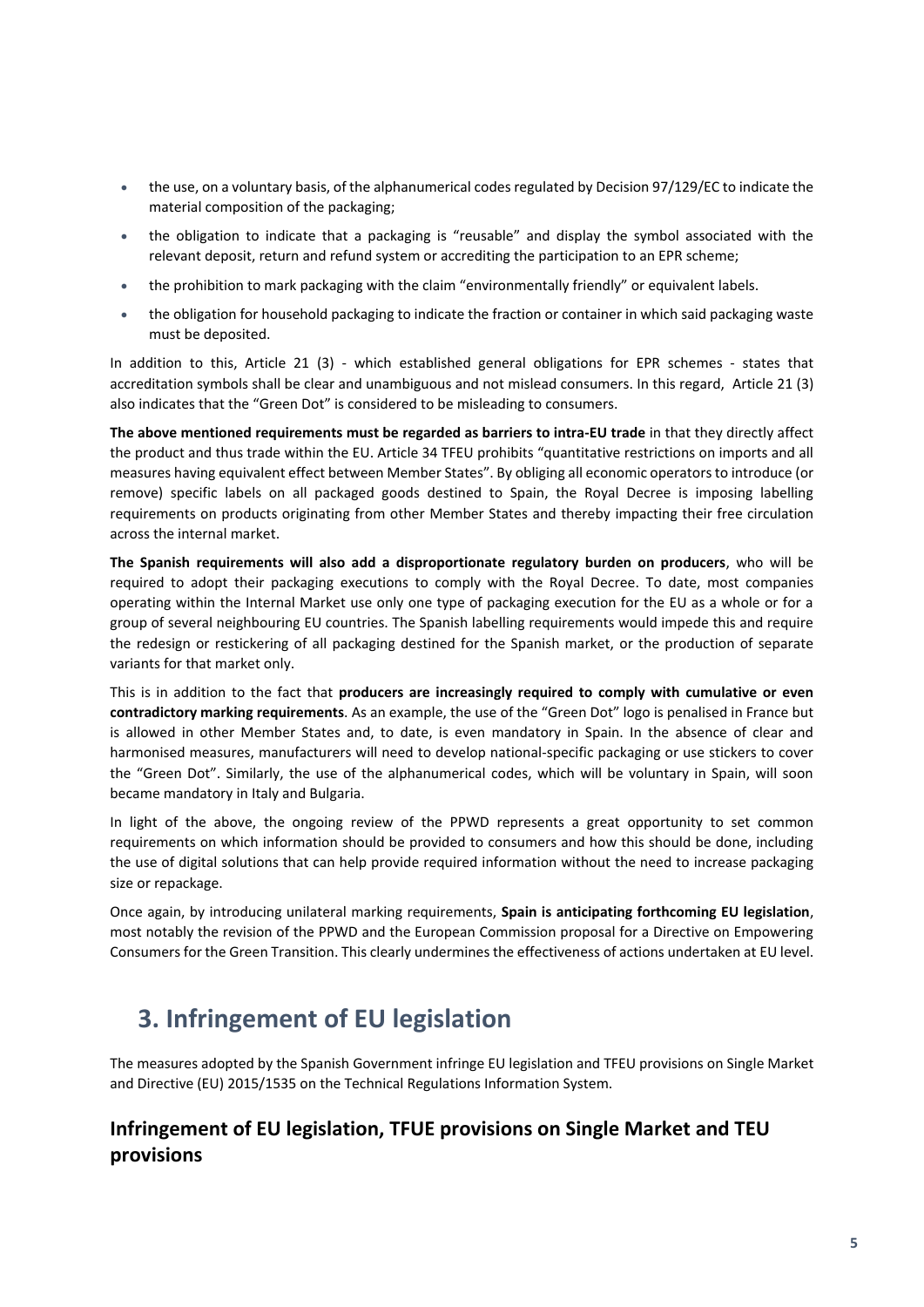- the use, on a voluntary basis, of the alphanumerical codes regulated by Decision 97/129/EC to indicate the material composition of the packaging;
- the obligation to indicate that a packaging is "reusable" and display the symbol associated with the relevant deposit, return and refund system or accrediting the participation to an EPR scheme;
- the prohibition to mark packaging with the claim "environmentally friendly" or equivalent labels.
- the obligation for household packaging to indicate the fraction or container in which said packaging waste must be deposited.

In addition to this, Article 21 (3) - which established general obligations for EPR schemes - states that accreditation symbols shall be clear and unambiguous and not mislead consumers. In this regard, Article 21 (3) also indicates that the "Green Dot" is considered to be misleading to consumers.

**The above mentioned requirements must be regarded as barriers to intra-EU trade** in that they directly affect the product and thus trade within the EU. Article 34 TFEU prohibits "quantitative restrictions on imports and all measures having equivalent effect between Member States". By obliging all economic operators to introduce (or remove) specific labels on all packaged goods destined to Spain, the Royal Decree is imposing labelling requirements on products originating from other Member States and thereby impacting their free circulation across the internal market.

**The Spanish requirements will also add a disproportionate regulatory burden on producers**, who will be required to adopt their packaging executions to comply with the Royal Decree. To date, most companies operating within the Internal Market use only one type of packaging execution for the EU as a whole or for a group of several neighbouring EU countries. The Spanish labelling requirements would impede this and require the redesign or restickering of all packaging destined for the Spanish market, or the production of separate variants for that market only.

This is in addition to the fact that **producers are increasingly required to comply with cumulative or even contradictory marking requirements**. As an example, the use of the "Green Dot" logo is penalised in France but is allowed in other Member States and, to date, is even mandatory in Spain. In the absence of clear and harmonised measures, manufacturers will need to develop national-specific packaging or use stickers to cover the "Green Dot". Similarly, the use of the alphanumerical codes, which will be voluntary in Spain, will soon became mandatory in Italy and Bulgaria.

In light of the above, the ongoing review of the PPWD represents a great opportunity to set common requirements on which information should be provided to consumers and how this should be done, including the use of digital solutions that can help provide required information without the need to increase packaging size or repackage.

Once again, by introducing unilateral marking requirements, **Spain is anticipating forthcoming EU legislation**, most notably the revision of the PPWD and the European Commission proposal for a Directive on Empowering Consumers for the Green Transition. This clearly undermines the effectiveness of actions undertaken at EU level.

# 3. Infringement of EU legislation

The measures adopted by the Spanish Government infringe EU legislation and TFEU provisions on Single Market and Directive (EU) 2015/1535 on the Technical Regulations Information System.

## Infringement of EU legislation, TFUE provisions on Single Market and TEU provisions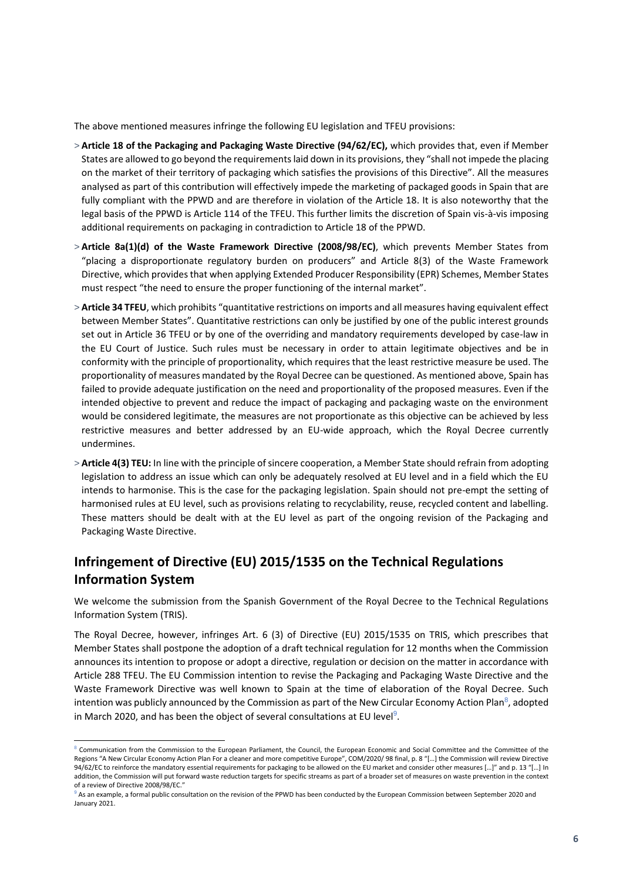The above mentioned measures infringe the following EU legislation and TFEU provisions:

- **Article 18 of the Packaging and Packaging Waste Directive (94/62/EC),** which provides that, even if Member States are allowed to go beyond the requirements laid down in its provisions, they "shall not impede the placing on the market of their territory of packaging which satisfies the provisions of this Directive". All the measures analysed as part of this contribution will effectively impede the marketing of packaged goods in Spain that are fully compliant with the PPWD and are therefore in violation of the Article 18. It is also noteworthy that the legal basis of the PPWD is Article 114 of the TFEU. This further limits the discretion of Spain vis-à-vis imposing additional requirements on packaging in contradiction to Article 18 of the PPWD.
- **Article 8a(1)(d) of the Waste Framework Directive (2008/98/EC)**, which prevents Member States from "placing a disproportionate regulatory burden on producers" and Article 8(3) of the Waste Framework Directive, which provides that when applying Extended Producer Responsibility (EPR) Schemes, Member States must respect "the need to ensure the proper functioning of the internal market".
- **Article 34 TFEU**, which prohibits "quantitative restrictions on imports and all measures having equivalent effect between Member States". Quantitative restrictions can only be justified by one of the public interest grounds set out in Article 36 TFEU or by one of the overriding and mandatory requirements developed by case-law in the EU Court of Justice. Such rules must be necessary in order to attain legitimate objectives and be in conformity with the principle of proportionality, which requires that the least restrictive measure be used. The proportionality of measures mandated by the Royal Decree can be questioned. As mentioned above, Spain has failed to provide adequate justification on the need and proportionality of the proposed measures. Even if the intended objective to prevent and reduce the impact of packaging and packaging waste on the environment would be considered legitimate, the measures are not proportionate as this objective can be achieved by less restrictive measures and better addressed by an EU-wide approach, which the Royal Decree currently undermines.
- **Article 4(3) TEU:** In line with the principle of sincere cooperation, a Member State should refrain from adopting legislation to address an issue which can only be adequately resolved at EU level and in a field which the EU intends to harmonise. This is the case for the packaging legislation. Spain should not pre-empt the setting of harmonised rules at EU level, such as provisions relating to recyclability, reuse, recycled content and labelling. These matters should be dealt with at the EU level as part of the ongoing revision of the Packaging and Packaging Waste Directive.

## Infringement of Directive (EU) 2015/1535 on the Technical Regulations Information System

We welcome the submission from the Spanish Government of the Royal Decree to the Technical Regulations Information System (TRIS).

The Royal Decree, however, infringes Art. 6 (3) of Directive (EU) 2015/1535 on TRIS, which prescribes that Member States shall postpone the adoption of a draft technical regulation for 12 months when the Commission announces its intention to propose or adopt a directive, regulation or decision on the matter in accordance with Article 288 TFEU. The EU Commission intention to revise the Packaging and Packaging Waste Directive and the Waste Framework Directive was well known to Spain at the time of elaboration of the Royal Decree. Such intention was publicly announced by the Commission as part of the New Circular Economy Action Plan[8], adopted in March 2020, and has been the object of several consultations at EU level[9].

---

[8] Communication from the Commission to the European Parliament, the Council, the European Economic and Social Committee and the Committee of the Regions "A New Circular Economy Action Plan For a cleaner and more competitive Europe", COM/2020/ 98 final, p. 8 "[…] the Commission will review Directive 94/62/EC to reinforce the mandatory essential requirements for packaging to be allowed on the EU market and consider other measures […]" and p. 13 "[…] In addition, the Commission will put forward waste reduction targets for specific streams as part of a broader set of measures on waste prevention in the context of a review of Directive 2008/98/EC."

[9] As an example, a formal public consultation on the revision of the PPWD has been conducted by the European Commission between September 2020 and January 2021.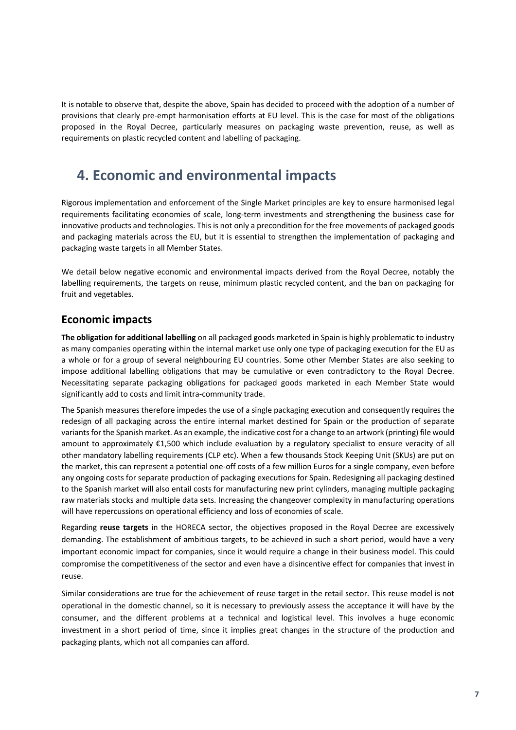It is notable to observe that, despite the above, Spain has decided to proceed with the adoption of a number of provisions that clearly pre-empt harmonisation efforts at EU level. This is the case for most of the obligations proposed in the Royal Decree, particularly measures on packaging waste prevention, reuse, as well as requirements on plastic recycled content and labelling of packaging.

# 4. Economic and environmental impacts

Rigorous implementation and enforcement of the Single Market principles are key to ensure harmonised legal requirements facilitating economies of scale, long-term investments and strengthening the business case for innovative products and technologies. This is not only a precondition for the free movements of packaged goods and packaging materials across the EU, but it is essential to strengthen the implementation of packaging and packaging waste targets in all Member States.

We detail below negative economic and environmental impacts derived from the Royal Decree, notably the labelling requirements, the targets on reuse, minimum plastic recycled content, and the ban on packaging for fruit and vegetables.

## Economic impacts

**The obligation for additional labelling** on all packaged goods marketed in Spain is highly problematic to industry as many companies operating within the internal market use only one type of packaging execution for the EU as a whole or for a group of several neighbouring EU countries. Some other Member States are also seeking to impose additional labelling obligations that may be cumulative or even contradictory to the Royal Decree. Necessitating separate packaging obligations for packaged goods marketed in each Member State would significantly add to costs and limit intra-community trade.

The Spanish measures therefore impedes the use of a single packaging execution and consequently requires the redesign of all packaging across the entire internal market destined for Spain or the production of separate variants for the Spanish market. As an example, the indicative cost for a change to an artwork (printing) file would amount to approximately €1,500 which include evaluation by a regulatory specialist to ensure veracity of all other mandatory labelling requirements (CLP etc). When a few thousands Stock Keeping Unit (SKUs) are put on the market, this can represent a potential one-off costs of a few million Euros for a single company, even before any ongoing costs for separate production of packaging executions for Spain. Redesigning all packaging destined to the Spanish market will also entail costs for manufacturing new print cylinders, managing multiple packaging raw materials stocks and multiple data sets. Increasing the changeover complexity in manufacturing operations will have repercussions on operational efficiency and loss of economies of scale.

Regarding **reuse targets** in the HORECA sector, the objectives proposed in the Royal Decree are excessively demanding. The establishment of ambitious targets, to be achieved in such a short period, would have a very important economic impact for companies, since it would require a change in their business model. This could compromise the competitiveness of the sector and even have a disincentive effect for companies that invest in reuse.

Similar considerations are true for the achievement of reuse target in the retail sector. This reuse model is not operational in the domestic channel, so it is necessary to previously assess the acceptance it will have by the consumer, and the different problems at a technical and logistical level. This involves a huge economic investment in a short period of time, since it implies great changes in the structure of the production and packaging plants, which not all companies can afford.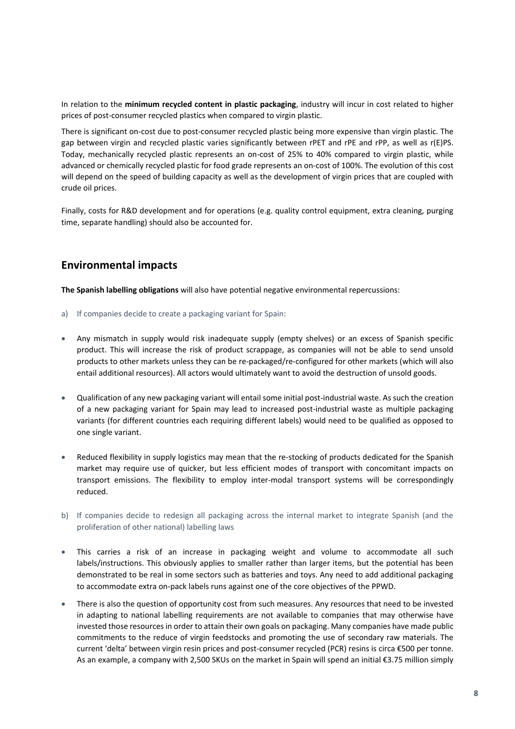In relation to the **minimum recycled content in plastic packaging**, industry will incur in cost related to higher prices of post-consumer recycled plastics when compared to virgin plastic.

There is significant on-cost due to post-consumer recycled plastic being more expensive than virgin plastic. The gap between virgin and recycled plastic varies significantly between rPET and rPE and rPP, as well as r(E)PS. Today, mechanically recycled plastic represents an on-cost of 25% to 40% compared to virgin plastic, while advanced or chemically recycled plastic for food grade represents an on-cost of 100%. The evolution of this cost will depend on the speed of building capacity as well as the development of virgin prices that are coupled with crude oil prices.

Finally, costs for R&D development and for operations (e.g. quality control equipment, extra cleaning, purging time, separate handling) should also be accounted for.

## Environmental impacts

**The Spanish labelling obligations** will also have potential negative environmental repercussions:

a) If companies decide to create a packaging variant for Spain:

- Any mismatch in supply would risk inadequate supply (empty shelves) or an excess of Spanish specific product. This will increase the risk of product scrappage, as companies will not be able to send unsold products to other markets unless they can be re-packaged/re-configured for other markets (which will also entail additional resources). All actors would ultimately want to avoid the destruction of unsold goods.

- Qualification of any new packaging variant will entail some initial post-industrial waste. As such the creation of a new packaging variant for Spain may lead to increased post-industrial waste as multiple packaging variants (for different countries each requiring different labels) would need to be qualified as opposed to one single variant.

- Reduced flexibility in supply logistics may mean that the re-stocking of products dedicated for the Spanish market may require use of quicker, but less efficient modes of transport with concomitant impacts on transport emissions. The flexibility to employ inter-modal transport systems will be correspondingly reduced.

b) If companies decide to redesign all packaging across the internal market to integrate Spanish (and the proliferation of other national) labelling laws

- This carries a risk of an increase in packaging weight and volume to accommodate all such labels/instructions. This obviously applies to smaller rather than larger items, but the potential has been demonstrated to be real in some sectors such as batteries and toys. Any need to add additional packaging to accommodate extra on-pack labels runs against one of the core objectives of the PPWD.

- There is also the question of opportunity cost from such measures. Any resources that need to be invested in adapting to national labelling requirements are not available to companies that may otherwise have invested those resources in order to attain their own goals on packaging. Many companies have made public commitments to the reduce of virgin feedstocks and promoting the use of secondary raw materials. The current 'delta' between virgin resin prices and post-consumer recycled (PCR) resins is circa €500 per tonne. As an example, a company with 2,500 SKUs on the market in Spain will spend an initial €3.75 million simply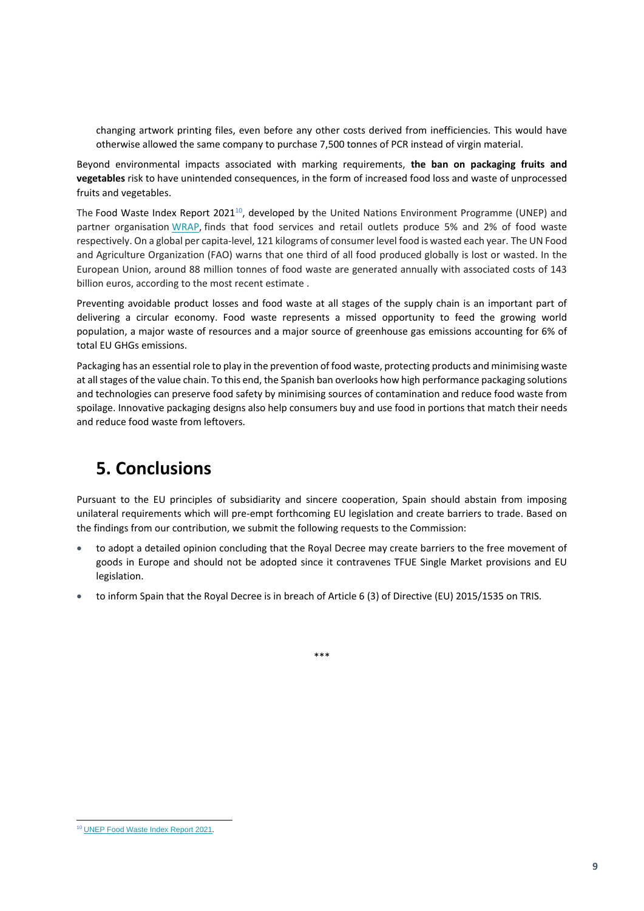changing artwork printing files, even before any other costs derived from inefficiencies. This would have otherwise allowed the same company to purchase 7,500 tonnes of PCR instead of virgin material.

Beyond environmental impacts associated with marking requirements, **the ban on packaging fruits and vegetables** risk to have unintended consequences, in the form of increased food loss and waste of unprocessed fruits and vegetables.

The Food Waste Index Report 2021[10], developed by the United Nations Environment Programme (UNEP) and partner organisation WRAP, finds that food services and retail outlets produce 5% and 2% of food waste respectively. On a global per capita-level, 121 kilograms of consumer level food is wasted each year. The UN Food and Agriculture Organization (FAO) warns that one third of all food produced globally is lost or wasted. In the European Union, around 88 million tonnes of food waste are generated annually with associated costs of 143 billion euros, according to the most recent estimate .

Preventing avoidable product losses and food waste at all stages of the supply chain is an important part of delivering a circular economy. Food waste represents a missed opportunity to feed the growing world population, a major waste of resources and a major source of greenhouse gas emissions accounting for 6% of total EU GHGs emissions.

Packaging has an essential role to play in the prevention of food waste, protecting products and minimising waste at all stages of the value chain. To this end, the Spanish ban overlooks how high performance packaging solutions and technologies can preserve food safety by minimising sources of contamination and reduce food waste from spoilage. Innovative packaging designs also help consumers buy and use food in portions that match their needs and reduce food waste from leftovers.

# 5. Conclusions

Pursuant to the EU principles of subsidiarity and sincere cooperation, Spain should abstain from imposing unilateral requirements which will pre-empt forthcoming EU legislation and create barriers to trade. Based on the findings from our contribution, we submit the following requests to the Commission:

- to adopt a detailed opinion concluding that the Royal Decree may create barriers to the free movement of goods in Europe and should not be adopted since it contravenes TFUE Single Market provisions and EU legislation.
- to inform Spain that the Royal Decree is in breach of Article 6 (3) of Directive (EU) 2015/1535 on TRIS.

***

[10] UNEP Food Waste Index Report 2021.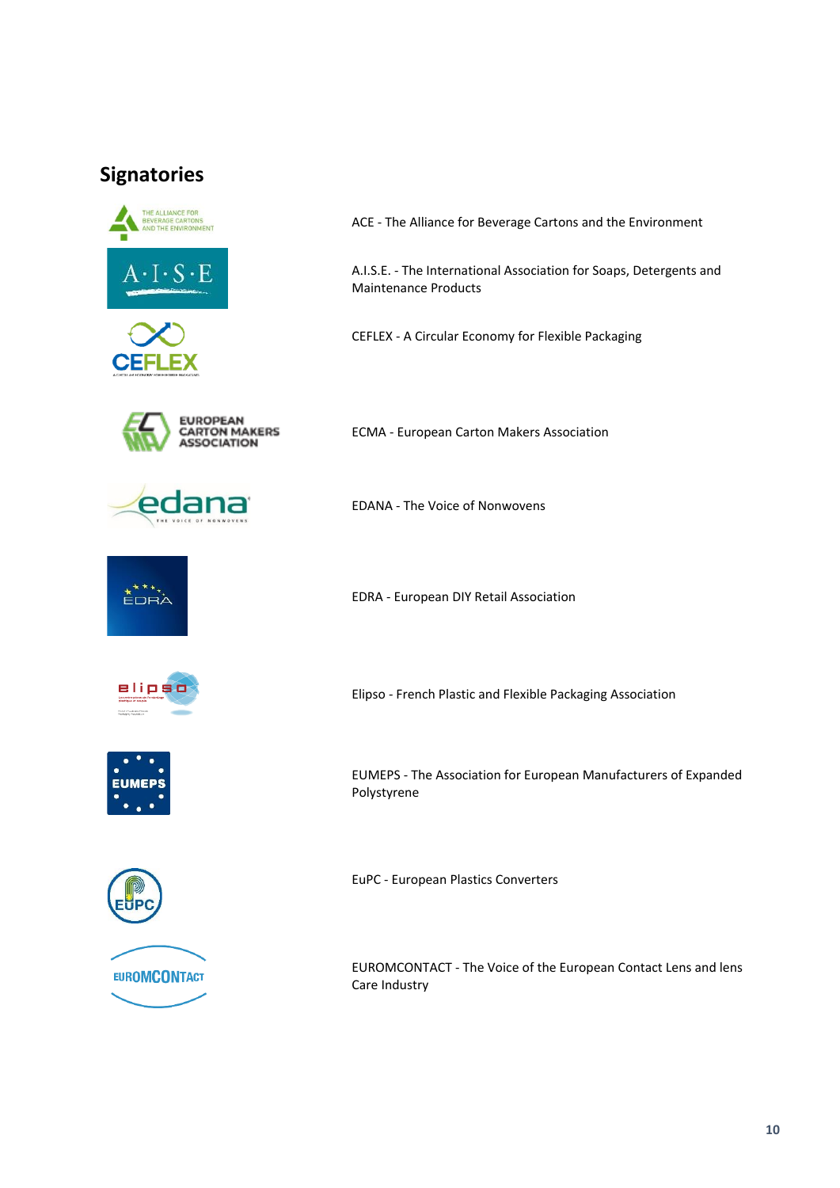## Signatories

ACE - The Alliance for Beverage Cartons and the Environment

A.I.S.E. - The International Association for Soaps, Detergents and Maintenance Products

CEFLEX - A Circular Economy for Flexible Packaging

ECMA - European Carton Makers Association

EDANA - The Voice of Nonwovens

EDRA - European DIY Retail Association

Elipso - French Plastic and Flexible Packaging Association

EUMEPS - The Association for European Manufacturers of Expanded Polystyrene

EuPC - European Plastics Converters

EUROMCONTACT - The Voice of the European Contact Lens and lens Care Industry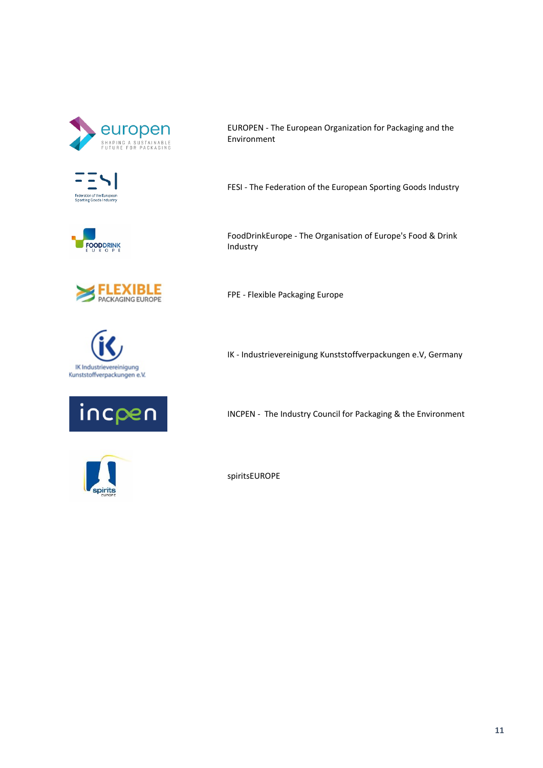EUROPEN - The European Organization for Packaging and the Environment

FESI - The Federation of the European Sporting Goods Industry

FoodDrinkEurope - The Organisation of Europe's Food & Drink Industry

FPE - Flexible Packaging Europe

IK - Industrievereinigung Kunststoffverpackungen e.V, Germany

INCPEN - The Industry Council for Packaging & the Environment

spiritsEUROPE